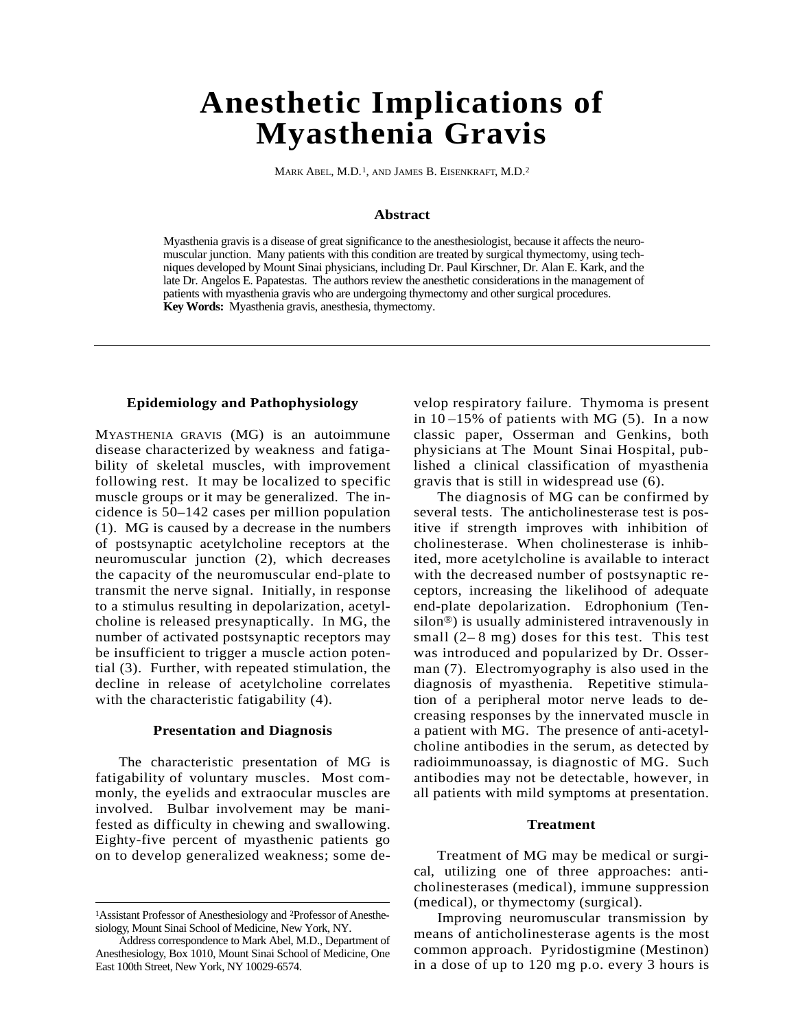# Anesthetic Implications of Myasthenia Gravis

MARK ABEL, M.D.[1], AND JAMES B. EISENKRAFT, M.D.[2]

### Abstract

Myasthenia gravis is a disease of great significance to the anesthesiologist, because it affects the neuromuscular junction. Many patients with this condition are treated by surgical thymectomy, using techniques developed by Mount Sinai physicians, including Dr. Paul Kirschner, Dr. Alan E. Kark, and the late Dr. Angelos E. Papatestas. The authors review the anesthetic considerations in the management of patients with myasthenia gravis who are undergoing thymectomy and other surgical procedures.
**Key Words:** Myasthenia gravis, anesthesia, thymectomy.

---

### Epidemiology and Pathophysiology

MYASTHENIA GRAVIS (MG) is an autoimmune disease characterized by weakness and fatigability of skeletal muscles, with improvement following rest. It may be localized to specific muscle groups or it may be generalized. The incidence is 50–142 cases per million population (1). MG is caused by a decrease in the numbers of postsynaptic acetylcholine receptors at the neuromuscular junction (2), which decreases the capacity of the neuromuscular end-plate to transmit the nerve signal. Initially, in response to a stimulus resulting in depolarization, acetylcholine is released presynaptically. In MG, the number of activated postsynaptic receptors may be insufficient to trigger a muscle action potential (3). Further, with repeated stimulation, the decline in release of acetylcholine correlates with the characteristic fatigability (4).

### Presentation and Diagnosis

The characteristic presentation of MG is fatigability of voluntary muscles. Most commonly, the eyelids and extraocular muscles are involved. Bulbar involvement may be manifested as difficulty in chewing and swallowing. Eighty-five percent of myasthenic patients go on to develop generalized weakness; some develop respiratory failure. Thymoma is present in 10–15% of patients with MG (5). In a now classic paper, Osserman and Genkins, both physicians at The Mount Sinai Hospital, published a clinical classification of myasthenia gravis that is still in widespread use (6).

The diagnosis of MG can be confirmed by several tests. The anticholinesterase test is positive if strength improves with inhibition of cholinesterase. When cholinesterase is inhibited, more acetylcholine is available to interact with the decreased number of postsynaptic receptors, increasing the likelihood of adequate end-plate depolarization. Edrophonium (Tensilon®) is usually administered intravenously in small (2–8 mg) doses for this test. This test was introduced and popularized by Dr. Osserman (7). Electromyography is also used in the diagnosis of myasthenia. Repetitive stimulation of a peripheral motor nerve leads to decreasing responses by the innervated muscle in a patient with MG. The presence of anti-acetylcholine antibodies in the serum, as detected by radioimmunoassay, is diagnostic of MG. Such antibodies may not be detectable, however, in all patients with mild symptoms at presentation.

### Treatment

Treatment of MG may be medical or surgical, utilizing one of three approaches: anticholinesterases (medical), immune suppression (medical), or thymectomy (surgical).

Improving neuromuscular transmission by means of anticholinesterase agents is the most common approach. Pyridostigmine (Mestinon) in a dose of up to 120 mg p.o. every 3 hours is

---

[1]Assistant Professor of Anesthesiology and [2]Professor of Anesthesiology, Mount Sinai School of Medicine, New York, NY.

Address correspondence to Mark Abel, M.D., Department of Anesthesiology, Box 1010, Mount Sinai School of Medicine, One East 100th Street, New York, NY 10029-6574.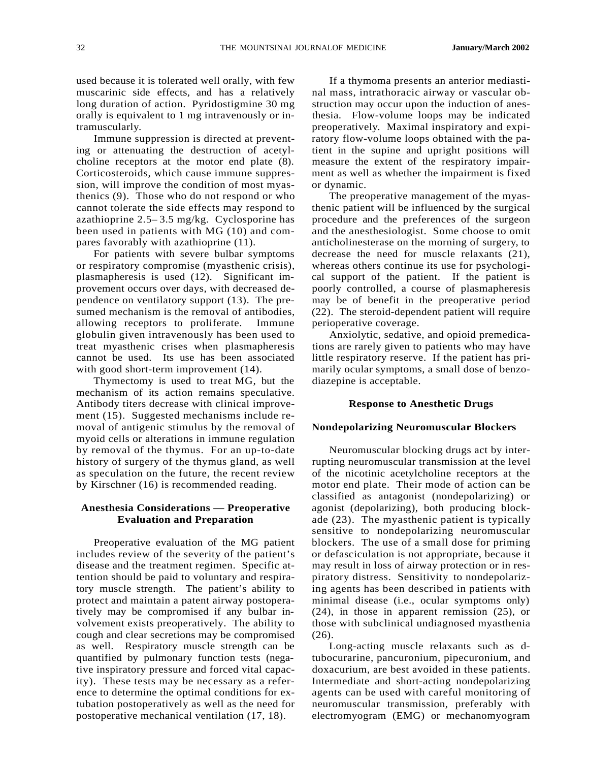used because it is tolerated well orally, with few muscarinic side effects, and has a relatively long duration of action. Pyridostigmine 30 mg orally is equivalent to 1 mg intravenously or intramuscularly.

Immune suppression is directed at preventing or attenuating the destruction of acetylcholine receptors at the motor end plate (8). Corticosteroids, which cause immune suppression, will improve the condition of most myasthenics (9). Those who do not respond or who cannot tolerate the side effects may respond to azathioprine 2.5– 3.5 mg/kg. Cyclosporine has been used in patients with MG (10) and compares favorably with azathioprine (11).

For patients with severe bulbar symptoms or respiratory compromise (myasthenic crisis), plasmapheresis is used (12). Significant improvement occurs over days, with decreased dependence on ventilatory support (13). The presumed mechanism is the removal of antibodies, allowing receptors to proliferate. Immune globulin given intravenously has been used to treat myasthenic crises when plasmapheresis cannot be used. Its use has been associated with good short-term improvement (14).

Thymectomy is used to treat MG, but the mechanism of its action remains speculative. Antibody titers decrease with clinical improvement (15). Suggested mechanisms include removal of antigenic stimulus by the removal of myoid cells or alterations in immune regulation by removal of the thymus. For an up-to-date history of surgery of the thymus gland, as well as speculation on the future, the recent review by Kirschner (16) is recommended reading.

## Anesthesia Considerations — Preoperative Evaluation and Preparation

Preoperative evaluation of the MG patient includes review of the severity of the patient's disease and the treatment regimen. Specific attention should be paid to voluntary and respiratory muscle strength. The patient's ability to protect and maintain a patent airway postoperatively may be compromised if any bulbar involvement exists preoperatively. The ability to cough and clear secretions may be compromised as well. Respiratory muscle strength can be quantified by pulmonary function tests (negative inspiratory pressure and forced vital capacity). These tests may be necessary as a reference to determine the optimal conditions for extubation postoperatively as well as the need for postoperative mechanical ventilation (17, 18).

If a thymoma presents an anterior mediastinal mass, intrathoracic airway or vascular obstruction may occur upon the induction of anesthesia. Flow-volume loops may be indicated preoperatively. Maximal inspiratory and expiratory flow-volume loops obtained with the patient in the supine and upright positions will measure the extent of the respiratory impairment as well as whether the impairment is fixed or dynamic.

The preoperative management of the myasthenic patient will be influenced by the surgical procedure and the preferences of the surgeon and the anesthesiologist. Some choose to omit anticholinesterase on the morning of surgery, to decrease the need for muscle relaxants (21), whereas others continue its use for psychological support of the patient. If the patient is poorly controlled, a course of plasmapheresis may be of benefit in the preoperative period (22). The steroid-dependent patient will require perioperative coverage.

Anxiolytic, sedative, and opioid premedications are rarely given to patients who may have little respiratory reserve. If the patient has primarily ocular symptoms, a small dose of benzodiazepine is acceptable.

## Response to Anesthetic Drugs

### Nondepolarizing Neuromuscular Blockers

Neuromuscular blocking drugs act by interrupting neuromuscular transmission at the level of the nicotinic acetylcholine receptors at the motor end plate. Their mode of action can be classified as antagonist (nondepolarizing) or agonist (depolarizing), both producing blockade (23). The myasthenic patient is typically sensitive to nondepolarizing neuromuscular blockers. The use of a small dose for priming or defasciculation is not appropriate, because it may result in loss of airway protection or in respiratory distress. Sensitivity to nondepolarizing agents has been described in patients with minimal disease (i.e., ocular symptoms only) (24), in those in apparent remission (25), or those with subclinical undiagnosed myasthenia (26).

Long-acting muscle relaxants such as d-tubocurarine, pancuronium, pipecuronium, and doxacurium, are best avoided in these patients. Intermediate and short-acting nondepolarizing agents can be used with careful monitoring of neuromuscular transmission, preferably with electromyogram (EMG) or mechanomyogram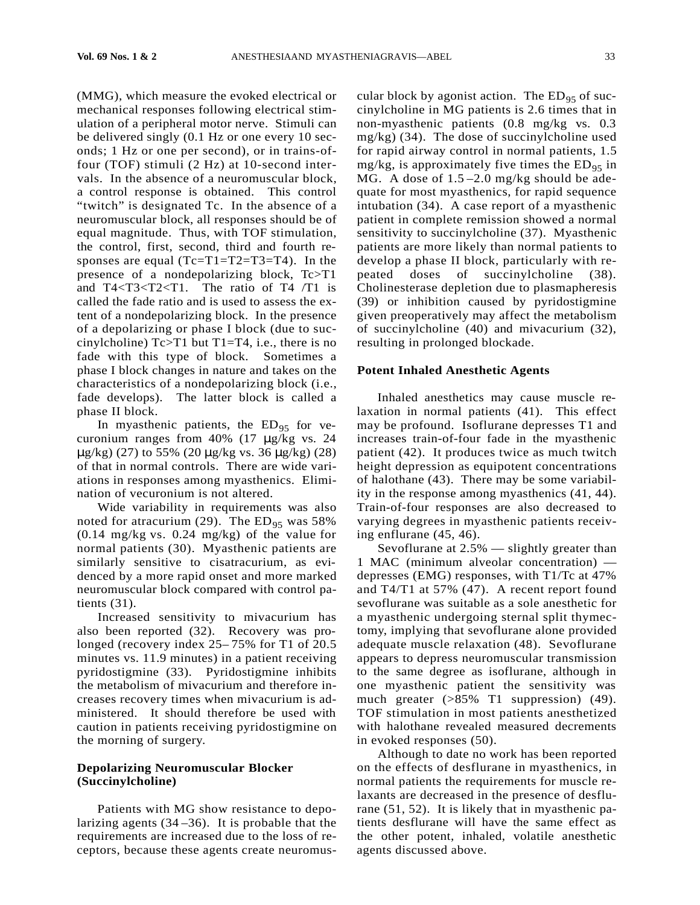(MMG), which measure the evoked electrical or mechanical responses following electrical stimulation of a peripheral motor nerve. Stimuli can be delivered singly (0.1 Hz or one every 10 seconds; 1 Hz or one per second), or in trains-of-four (TOF) stimuli (2 Hz) at 10-second intervals. In the absence of a neuromuscular block, a control response is obtained. This control "twitch" is designated Tc. In the absence of a neuromuscular block, all responses should be of equal magnitude. Thus, with TOF stimulation, the control, first, second, third and fourth responses are equal (Tc=T1=T2=T3=T4). In the presence of a nondepolarizing block, Tc>T1 and T4<T3<T2<T1. The ratio of T4 /T1 is called the fade ratio and is used to assess the extent of a nondepolarizing block. In the presence of a depolarizing or phase I block (due to succinylcholine) Tc>T1 but T1=T4, i.e., there is no fade with this type of block. Sometimes a phase I block changes in nature and takes on the characteristics of a nondepolarizing block (i.e., fade develops). The latter block is called a phase II block.

In myasthenic patients, the $ED_{95}$ for vecuronium ranges from 40% (17 μg/kg vs. 24 μg/kg) (27) to 55% (20 μg/kg vs. 36 μg/kg) (28) of that in normal controls. There are wide variations in responses among myasthenics. Elimination of vecuronium is not altered.

Wide variability in requirements was also noted for atracurium (29). The $ED_{95}$ was 58% (0.14 mg/kg vs. 0.24 mg/kg) of the value for normal patients (30). Myasthenic patients are similarly sensitive to cisatracurium, as evidenced by a more rapid onset and more marked neuromuscular block compared with control patients (31).

Increased sensitivity to mivacurium has also been reported (32). Recovery was prolonged (recovery index 25–75% for T1 of 20.5 minutes vs. 11.9 minutes) in a patient receiving pyridostigmine (33). Pyridostigmine inhibits the metabolism of mivacurium and therefore increases recovery times when mivacurium is administered. It should therefore be used with caution in patients receiving pyridostigmine on the morning of surgery.

**Depolarizing Neuromuscular Blocker (Succinylcholine)**

Patients with MG show resistance to depolarizing agents (34–36). It is probable that the requirements are increased due to the loss of receptors, because these agents create neuromuscular block by agonist action. The $ED_{95}$ of succinylcholine in MG patients is 2.6 times that in non-myasthenic patients (0.8 mg/kg vs. 0.3 mg/kg) (34). The dose of succinylcholine used for rapid airway control in normal patients, 1.5 mg/kg, is approximately five times the $ED_{95}$ in MG. A dose of 1.5–2.0 mg/kg should be adequate for most myasthenics, for rapid sequence intubation (34). A case report of a myasthenic patient in complete remission showed a normal sensitivity to succinylcholine (37). Myasthenic patients are more likely than normal patients to develop a phase II block, particularly with repeated doses of succinylcholine (38). Cholinesterase depletion due to plasmapheresis (39) or inhibition caused by pyridostigmine given preoperatively may affect the metabolism of succinylcholine (40) and mivacurium (32), resulting in prolonged blockade.

**Potent Inhaled Anesthetic Agents**

Inhaled anesthetics may cause muscle relaxation in normal patients (41). This effect may be profound. Isoflurane depresses T1 and increases train-of-four fade in the myasthenic patient (42). It produces twice as much twitch height depression as equipotent concentrations of halothane (43). There may be some variability in the response among myasthenics (41, 44). Train-of-four responses are also decreased to varying degrees in myasthenic patients receiving enflurane (45, 46).

Sevoflurane at 2.5% — slightly greater than 1 MAC (minimum alveolar concentration) — depresses (EMG) responses, with T1/Tc at 47% and T4/T1 at 57% (47). A recent report found sevoflurane was suitable as a sole anesthetic for a myasthenic undergoing sternal split thymectomy, implying that sevoflurane alone provided adequate muscle relaxation (48). Sevoflurane appears to depress neuromuscular transmission to the same degree as isoflurane, although in one myasthenic patient the sensitivity was much greater (>85% T1 suppression) (49). TOF stimulation in most patients anesthetized with halothane revealed measured decrements in evoked responses (50).

Although to date no work has been reported on the effects of desflurane in myasthenics, in normal patients the requirements for muscle relaxants are decreased in the presence of desflurane (51, 52). It is likely that in myasthenic patients desflurane will have the same effect as the other potent, inhaled, volatile anesthetic agents discussed above.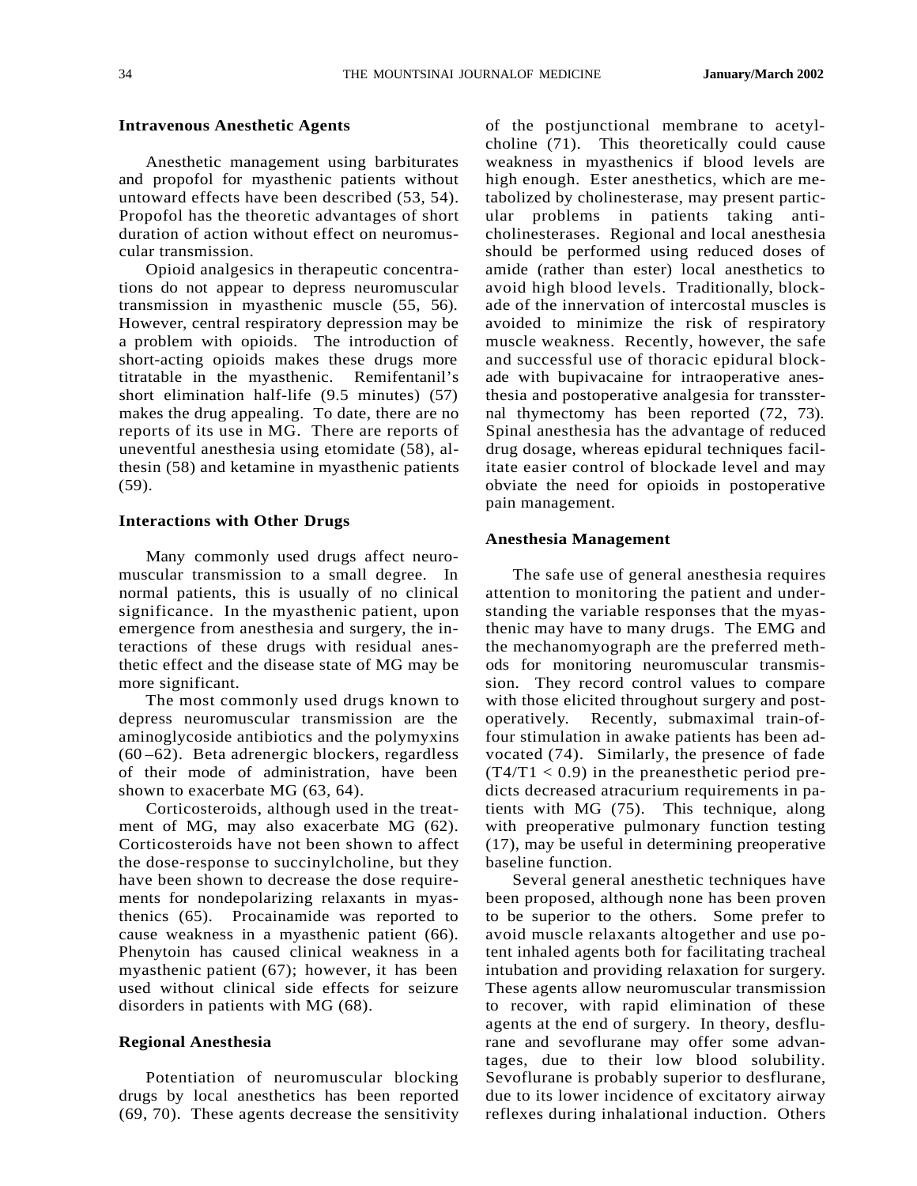### Intravenous Anesthetic Agents

Anesthetic management using barbiturates and propofol for myasthenic patients without untoward effects have been described (53, 54). Propofol has the theoretic advantages of short duration of action without effect on neuromuscular transmission.

Opioid analgesics in therapeutic concentrations do not appear to depress neuromuscular transmission in myasthenic muscle (55, 56). However, central respiratory depression may be a problem with opioids. The introduction of short-acting opioids makes these drugs more titratable in the myasthenic. Remifentanil's short elimination half-life (9.5 minutes) (57) makes the drug appealing. To date, there are no reports of its use in MG. There are reports of uneventful anesthesia using etomidate (58), althesin (58) and ketamine in myasthenic patients (59).

### Interactions with Other Drugs

Many commonly used drugs affect neuromuscular transmission to a small degree. In normal patients, this is usually of no clinical significance. In the myasthenic patient, upon emergence from anesthesia and surgery, the interactions of these drugs with residual anesthetic effect and the disease state of MG may be more significant.

The most commonly used drugs known to depress neuromuscular transmission are the aminoglycoside antibiotics and the polymyxins (60–62). Beta adrenergic blockers, regardless of their mode of administration, have been shown to exacerbate MG (63, 64).

Corticosteroids, although used in the treatment of MG, may also exacerbate MG (62). Corticosteroids have not been shown to affect the dose-response to succinylcholine, but they have been shown to decrease the dose requirements for nondepolarizing relaxants in myasthenics (65). Procainamide was reported to cause weakness in a myasthenic patient (66). Phenytoin has caused clinical weakness in a myasthenic patient (67); however, it has been used without clinical side effects for seizure disorders in patients with MG (68).

### Regional Anesthesia

Potentiation of neuromuscular blocking drugs by local anesthetics has been reported (69, 70). These agents decrease the sensitivity of the postjunctional membrane to acetylcholine (71). This theoretically could cause weakness in myasthenics if blood levels are high enough. Ester anesthetics, which are metabolized by cholinesterase, may present particular problems in patients taking anticholinesterases. Regional and local anesthesia should be performed using reduced doses of amide (rather than ester) local anesthetics to avoid high blood levels. Traditionally, blockade of the innervation of intercostal muscles is avoided to minimize the risk of respiratory muscle weakness. Recently, however, the safe and successful use of thoracic epidural blockade with bupivacaine for intraoperative anesthesia and postoperative analgesia for transsternal thymectomy has been reported (72, 73). Spinal anesthesia has the advantage of reduced drug dosage, whereas epidural techniques facilitate easier control of blockade level and may obviate the need for opioids in postoperative pain management.

### Anesthesia Management

The safe use of general anesthesia requires attention to monitoring the patient and understanding the variable responses that the myasthenic may have to many drugs. The EMG and the mechanomyograph are the preferred methods for monitoring neuromuscular transmission. They record control values to compare with those elicited throughout surgery and postoperatively. Recently, submaximal train-of-four stimulation in awake patients has been advocated (74). Similarly, the presence of fade ($T4/T1 < 0.9$) in the preanesthetic period predicts decreased atracurium requirements in patients with MG (75). This technique, along with preoperative pulmonary function testing (17), may be useful in determining preoperative baseline function.

Several general anesthetic techniques have been proposed, although none has been proven to be superior to the others. Some prefer to avoid muscle relaxants altogether and use potent inhaled agents both for facilitating tracheal intubation and providing relaxation for surgery. These agents allow neuromuscular transmission to recover, with rapid elimination of these agents at the end of surgery. In theory, desflurane and sevoflurane may offer some advantages, due to their low blood solubility. Sevoflurane is probably superior to desflurane, due to its lower incidence of excitatory airway reflexes during inhalational induction. Others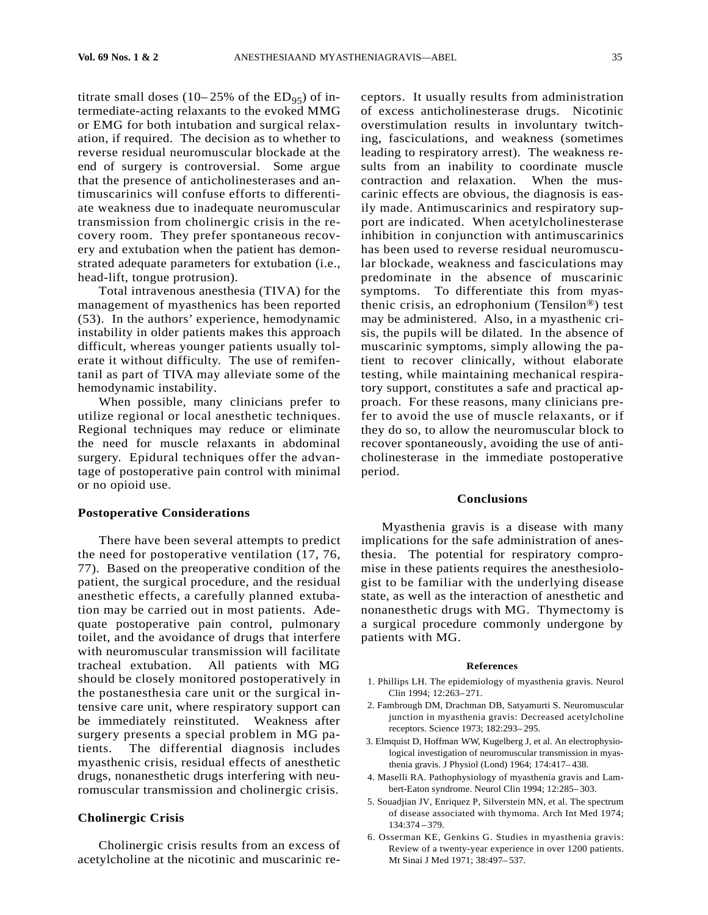titrate small doses (10–25% of the $ED_{95}$) of intermediate-acting relaxants to the evoked MMG or EMG for both intubation and surgical relaxation, if required. The decision as to whether to reverse residual neuromuscular blockade at the end of surgery is controversial. Some argue that the presence of anticholinesterases and antimuscarinics will confuse efforts to differentiate weakness due to inadequate neuromuscular transmission from cholinergic crisis in the recovery room. They prefer spontaneous recovery and extubation when the patient has demonstrated adequate parameters for extubation (i.e., head-lift, tongue protrusion).

Total intravenous anesthesia (TIVA) for the management of myasthenics has been reported (53). In the authors' experience, hemodynamic instability in older patients makes this approach difficult, whereas younger patients usually tolerate it without difficulty. The use of remifentanil as part of TIVA may alleviate some of the hemodynamic instability.

When possible, many clinicians prefer to utilize regional or local anesthetic techniques. Regional techniques may reduce or eliminate the need for muscle relaxants in abdominal surgery. Epidural techniques offer the advantage of postoperative pain control with minimal or no opioid use.

## Postoperative Considerations

There have been several attempts to predict the need for postoperative ventilation (17, 76, 77). Based on the preoperative condition of the patient, the surgical procedure, and the residual anesthetic effects, a carefully planned extubation may be carried out in most patients. Adequate postoperative pain control, pulmonary toilet, and the avoidance of drugs that interfere with neuromuscular transmission will facilitate tracheal extubation. All patients with MG should be closely monitored postoperatively in the postanesthesia care unit or the surgical intensive care unit, where respiratory support can be immediately reinstituted. Weakness after surgery presents a special problem in MG patients. The differential diagnosis includes myasthenic crisis, residual effects of anesthetic drugs, nonanesthetic drugs interfering with neuromuscular transmission and cholinergic crisis.

## Cholinergic Crisis

Cholinergic crisis results from an excess of acetylcholine at the nicotinic and muscarinic receptors. It usually results from administration of excess anticholinesterase drugs. Nicotinic overstimulation results in involuntary twitching, fasciculations, and weakness (sometimes leading to respiratory arrest). The weakness results from an inability to coordinate muscle contraction and relaxation. When the muscarinic effects are obvious, the diagnosis is easily made. Antimuscarinics and respiratory support are indicated. When acetylcholinesterase inhibition in conjunction with antimuscarinics has been used to reverse residual neuromuscular blockade, weakness and fasciculations may predominate in the absence of muscarinic symptoms. To differentiate this from myasthenic crisis, an edrophonium (Tensilon®) test may be administered. Also, in a myasthenic crisis, the pupils will be dilated. In the absence of muscarinic symptoms, simply allowing the patient to recover clinically, without elaborate testing, while maintaining mechanical respiratory support, constitutes a safe and practical approach. For these reasons, many clinicians prefer to avoid the use of muscle relaxants, or if they do so, to allow the neuromuscular block to recover spontaneously, avoiding the use of anticholinesterase in the immediate postoperative period.

## Conclusions

Myasthenia gravis is a disease with many implications for the safe administration of anesthesia. The potential for respiratory compromise in these patients requires the anesthesiologist to be familiar with the underlying disease state, as well as the interaction of anesthetic and nonanesthetic drugs with MG. Thymectomy is a surgical procedure commonly undergone by patients with MG.

### References

1. Phillips LH. The epidemiology of myasthenia gravis. Neurol Clin 1994; 12:263–271.
2. Fambrough DM, Drachman DB, Satyamurti S. Neuromuscular junction in myasthenia gravis: Decreased acetylcholine receptors. Science 1973; 182:293–295.
3. Elmquist D, Hoffman WW, Kugelberg J, et al. An electrophysiological investigation of neuromuscular transmission in myasthenia gravis. J Physiol (Lond) 1964; 174:417–438.
4. Maselli RA. Pathophysiology of myasthenia gravis and Lambert-Eaton syndrome. Neurol Clin 1994; 12:285–303.
5. Souadjian JV, Enriquez P, Silverstein MN, et al. The spectrum of disease associated with thymoma. Arch Int Med 1974; 134:374–379.
6. Osserman KE, Genkins G. Studies in myasthenia gravis: Review of a twenty-year experience in over 1200 patients. Mt Sinai J Med 1971; 38:497–537.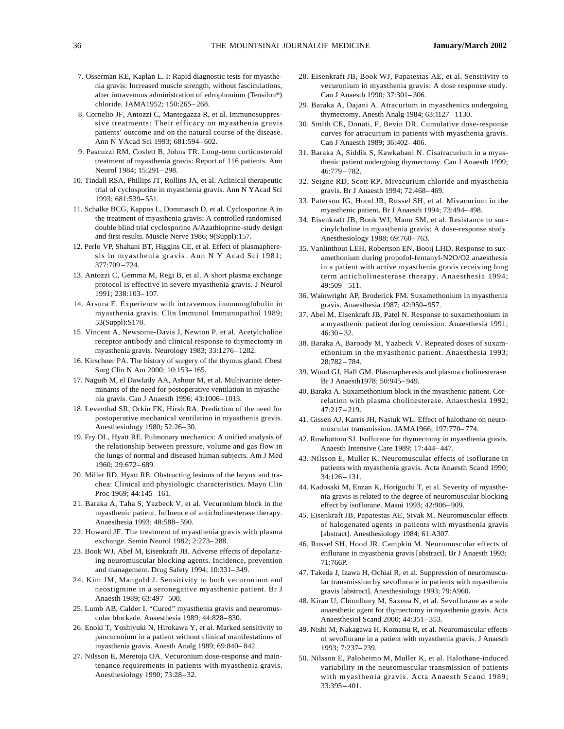7. Osserman KE, Kaplan L. I: Rapid diagnostic tests for myasthenia gravis: Increased muscle strength, without fasciculations, after intravenous administration of edrophonium (Tensilon®) chloride. JAMA1952; 150:265–268.
8. Cornelio JF, Antozzi C, Mantegazza R, et al. Immunosuppressive treatments: Their efficacy on myasthenia gravis patients' outcome and on the natural course of the disease. Ann N YAcad Sci 1993; 681:594–602.
9. Pascuzzi RM, Coslett B, Johns TR. Long-term corticosteroid treatment of myasthenia gravis: Report of 116 patients. Ann Neurol 1984; 15:291–298.
10. Tindall RSA, Phillips JT, Rollins JA, et al. Aclinical therapeutic trial of cyclosporine in myasthenia gravis. Ann N YAcad Sci 1993; 681:539–551.
11. Schalke BCG, Kappos L, Dommasch D, et al. Cyclosporine A in the treatment of myasthenia gravis: A controlled randomised double blind trial cyclosporine A/Azathioprine-study design and first results. Muscle Nerve 1986; 9(Suppl):157.
12. Perlo VP, Shahani BT, Higgins CE, et al. Effect of plasmapheresis in myasthenia gravis. Ann N Y Acad Sci 1981; 377:709–724.
13. Antozzi C, Gemma M, Regi B, et al. A short plasma exchange protocol is effective in severe myasthenia gravis. J Neurol 1991; 238:103–107.
14. Arsura E. Experience with intravenous immunoglobulin in myasthenia gravis. Clin Immunol Immunopathol 1989; 53(Suppl):S170.
15. Vincent A, Newsome-Davis J, Newton P, et al. Acetylcholine receptor antibody and clinical response to thymectomy in myasthenia gravis. Neurology 1983; 33:1276–1282.
16. Kirschner PA. The history of surgery of the thymus gland. Chest Surg Clin N Am 2000; 10:153–165.
17. Naguib M, el Dawlatly AA, Ashour M, et al. Multivariate determinants of the need for postoperative ventilation in myasthenia gravis. Can J Anaesth 1996; 43:1006–1013.
18. Leventhal SR, Orkin FK, Hirsh RA. Prediction of the need for postoperative mechanical ventilation in myasthenia gravis. Anesthesiology 1980; 52:26–30.
19. Fry DL, Hyatt RE. Pulmonary mechanics: A unified analysis of the relationship between pressure, volume and gas flow in the lungs of normal and diseased human subjects. Am J Med 1960; 29:672–689.
20. Miller RD, Hyatt RE. Obstructing lesions of the larynx and trachea: Clinical and physiologic characteristics. Mayo Clin Proc 1969; 44:145–161.
21. Baraka A, Taha S, Yazbeck V, et al. Vecuronium block in the myasthenic patient. Influence of anticholinesterase therapy. Anaesthesia 1993; 48:588–590.
22. Howard JF. The treatment of myasthenia gravis with plasma exchange. Semin Neurol 1982; 2:273–288.
23. Book WJ, Abel M, Eisenkraft JB. Adverse effects of depolarizing neuromuscular blocking agents. Incidence, prevention and management. Drug Safety 1994; 10:331–349.
24. Kim JM, Mangold J. Sensitivity to both vecuronium and neostigmine in a seronegative myasthenic patient. Br J Anaesth 1989; 63:497–500.
25. Lumb AB, Calder I. "Cured" myasthenia gravis and neuromuscular blockade. Anaesthesia 1989; 44:828–830.
26. Enoki T, Yoshiyuki N, Hirokawa Y, et al. Marked sensitivity to pancuronium in a patient without clinical manifestations of myasthenia gravis. Anesth Analg 1989; 69:840–842.
27. Nilsson E, Meretoja OA. Vecuronium dose-response and maintenance requirements in patients with myasthenia gravis. Anesthesiology 1990; 73:28–32.
28. Eisenkraft JB, Book WJ, Papatestas AE, et al. Sensitivity to vecuronium in myasthenia gravis: A dose response study. Can J Anaesth 1990; 37:301–306.
29. Baraka A, Dajani A. Atracurium in myasthenics undergoing thymectomy. Anesth Analg 1984; 63:1127–1130.
30. Smith CE, Donati, F, Bevin DR. Cumulative dose-response curves for atracurium in patients with myasthenia gravis. Can J Anaesth 1989; 36:402–406.
31. Baraka A, Siddik S, Kawkabani N. Cisatracurium in a myasthenic patient undergoing thymectomy. Can J Anaesth 1999; 46:779–782.
32. Seigne RD, Scott RP. Mivacurium chloride and myasthenia gravis. Br J Anaesth 1994; 72:468–469.
33. Paterson IG, Hood JR, Russel SH, et al. Mivacurium in the myasthenic patient. Br J Anaesth 1994; 73:494–498.
34. Eisenkraft JB, Book WJ, Mann SM, et al. Resistance to succinylcholine in myasthenia gravis: A dose-response study. Anesthesiology 1988; 69:760–763.
35. Vanlinthout LEH, Robertson EN, Booij LHD. Response to suxamethonium during propofol-fentanyl-N2O/O2 anaesthesia in a patient with active myasthenia gravis receiving long term anticholinesterase therapy. Anaesthesia 1994; 49:509–511.
36. Wainwright AP, Broderick PM. Suxamethonium in myasthenia gravis. Anaesthesia 1987; 42:950–957.
37. Abel M, Eisenkraft JB, Patel N. Response to suxamethonium in a myasthenic patient during remission. Anaesthesia 1991; 46:30–32.
38. Baraka A, Baroody M, Yazbeck V. Repeated doses of suxamethonium in the myasthenic patient. Anaesthesia 1993; 28:782–784.
39. Wood GJ, Hall GM. Plasmapheresis and plasma cholinesterase. Br J Anaesth1978; 50:945–949.
40. Baraka A. Suxamethonium block in the myasthenic patient. Correlation with plasma cholinesterase. Anaesthesia 1992; 47:217–219.
41. Gissen AJ, Karris JH, Nastuk WL. Effect of halothane on neuromuscular transmission. JAMA1966; 197:770–774.
42. Rowbottom SJ. Isoflurane for thymectomy in myasthenia gravis. Anaesth Intensive Care 1989; 17:444–447.
43. Nilsson E, Muller K. Neuromuscular effects of isoflurane in patients with myasthenia gravis. Acta Anaesth Scand 1990; 34:126–131.
44. Kadosaki M, Enzan K, Horiguchi T, et al. Severity of myasthenia gravis is related to the degree of neuromuscular blocking effect by isoflurane. Masui 1993; 42:906–909.
45. Eisenkraft JB, Papatestas AE, Sivak M. Neuromuscular effects of halogenated agents in patients with myasthenia gravis [abstract]. Anesthesiology 1984; 61:A307.
46. Russel SH, Hood JR, Campkin M. Neuromuscular effects of enflurane in myasthenia gravis [abstract]. Br J Anaesth 1993; 71:766P.
47. Takeda J, Izawa H, Ochiai R, et al. Suppression of neuromuscular transmission by sevoflurane in patients with myasthenia gravis [abstract]. Anesthesiology 1993; 79:A960.
48. Kiran U, Choudhury M, Saxena N, et al. Sevoflurane as a sole anaesthetic agent for thymectomy in myasthenia gravis. Acta Anaesthesiol Scand 2000; 44:351–353.
49. Nishi M, Nakagawa H, Komatsu R, et al. Neuromuscular effects of sevoflurane in a patient with myasthenia gravis. J Anaesth 1993; 7:237–239.
50. Nilsson E, Paloheimo M, Muller K, et al. Halothane-induced variability in the neuromuscular transmission of patients with myasthenia gravis. Acta Anaesth Scand 1989; 33:395–401.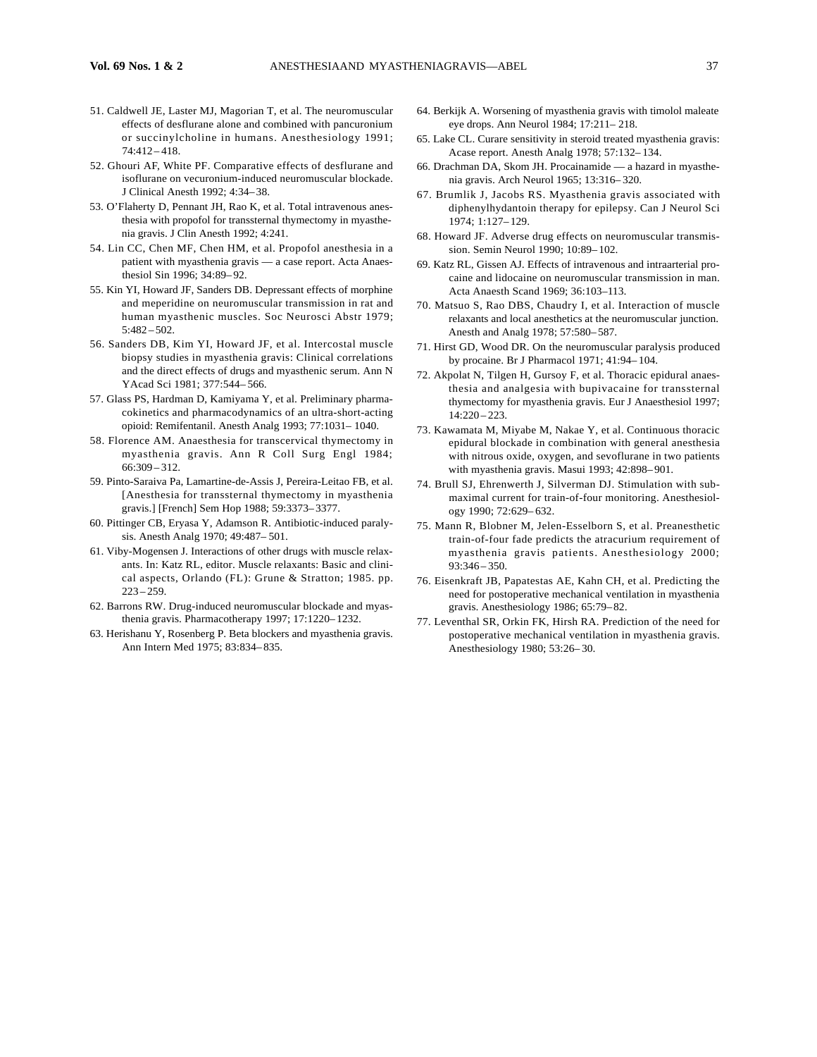51. Caldwell JE, Laster MJ, Magorian T, et al. The neuromuscular effects of desflurane alone and combined with pancuronium or succinylcholine in humans. Anesthesiology 1991; 74:412 – 418.

52. Ghouri AF, White PF. Comparative effects of desflurane and isoflurane on vecuronium-induced neuromuscular blockade. J Clinical Anesth 1992; 4:34– 38.

53. O'Flaherty D, Pennant JH, Rao K, et al. Total intravenous anesthesia with propofol for transsternal thymectomy in myasthenia gravis. J Clin Anesth 1992; 4:241.

54. Lin CC, Chen MF, Chen HM, et al. Propofol anesthesia in a patient with myasthenia gravis — a case report. Acta Anaesthesiol Sin 1996; 34:89– 92.

55. Kin YI, Howard JF, Sanders DB. Depressant effects of morphine and meperidine on neuromuscular transmission in rat and human myasthenic muscles. Soc Neurosci Abstr 1979; 5:482 – 502.

56. Sanders DB, Kim YI, Howard JF, et al. Intercostal muscle biopsy studies in myasthenia gravis: Clinical correlations and the direct effects of drugs and myasthenic serum. Ann N YAcad Sci 1981; 377:544– 566.

57. Glass PS, Hardman D, Kamiyama Y, et al. Preliminary pharmacokinetics and pharmacodynamics of an ultra-short-acting opioid: Remifentanil. Anesth Analg 1993; 77:1031– 1040.

58. Florence AM. Anaesthesia for transcervical thymectomy in myasthenia gravis. Ann R Coll Surg Engl 1984; 66:309 – 312.

59. Pinto-Saraiva Pa, Lamartine-de-Assis J, Pereira-Leitao FB, et al. [Anesthesia for transsternal thymectomy in myasthenia gravis.] [French] Sem Hop 1988; 59:3373– 3377.

60. Pittinger CB, Eryasa Y, Adamson R. Antibiotic-induced paralysis. Anesth Analg 1970; 49:487– 501.

61. Viby-Mogensen J. Interactions of other drugs with muscle relaxants. In: Katz RL, editor. Muscle relaxants: Basic and clinical aspects, Orlando (FL): Grune & Stratton; 1985. pp. 223 – 259.

62. Barrons RW. Drug-induced neuromuscular blockade and myasthenia gravis. Pharmacotherapy 1997; 17:1220– 1232.

63. Herishanu Y, Rosenberg P. Beta blockers and myasthenia gravis. Ann Intern Med 1975; 83:834– 835.

64. Berkijk A. Worsening of myasthenia gravis with timolol maleate eye drops. Ann Neurol 1984; 17:211– 218.

65. Lake CL. Curare sensitivity in steroid treated myasthenia gravis: Acase report. Anesth Analg 1978; 57:132– 134.

66. Drachman DA, Skom JH. Procainamide — a hazard in myasthenia gravis. Arch Neurol 1965; 13:316– 320.

67. Brumlik J, Jacobs RS. Myasthenia gravis associated with diphenylhydantoin therapy for epilepsy. Can J Neurol Sci 1974; 1:127– 129.

68. Howard JF. Adverse drug effects on neuromuscular transmission. Semin Neurol 1990; 10:89– 102.

69. Katz RL, Gissen AJ. Effects of intravenous and intraarterial procaine and lidocaine on neuromuscular transmission in man. Acta Anaesth Scand 1969; 36:103–113.

70. Matsuo S, Rao DBS, Chaudry I, et al. Interaction of muscle relaxants and local anesthetics at the neuromuscular junction. Anesth and Analg 1978; 57:580– 587.

71. Hirst GD, Wood DR. On the neuromuscular paralysis produced by procaine. Br J Pharmacol 1971; 41:94– 104.

72. Akpolat N, Tilgen H, Gursoy F, et al. Thoracic epidural anaesthesia and analgesia with bupivacaine for transsternal thymectomy for myasthenia gravis. Eur J Anaesthesiol 1997; 14:220 – 223.

73. Kawamata M, Miyabe M, Nakae Y, et al. Continuous thoracic epidural blockade in combination with general anesthesia with nitrous oxide, oxygen, and sevoflurane in two patients with myasthenia gravis. Masui 1993; 42:898– 901.

74. Brull SJ, Ehrenwerth J, Silverman DJ. Stimulation with submaximal current for train-of-four monitoring. Anesthesiology 1990; 72:629– 632.

75. Mann R, Blobner M, Jelen-Esselborn S, et al. Preanesthetic train-of-four fade predicts the atracurium requirement of myasthenia gravis patients. Anesthesiology 2000; 93:346 – 350.

76. Eisenkraft JB, Papatestas AE, Kahn CH, et al. Predicting the need for postoperative mechanical ventilation in myasthenia gravis. Anesthesiology 1986; 65:79– 82.

77. Leventhal SR, Orkin FK, Hirsh RA. Prediction of the need for postoperative mechanical ventilation in myasthenia gravis. Anesthesiology 1980; 53:26– 30.